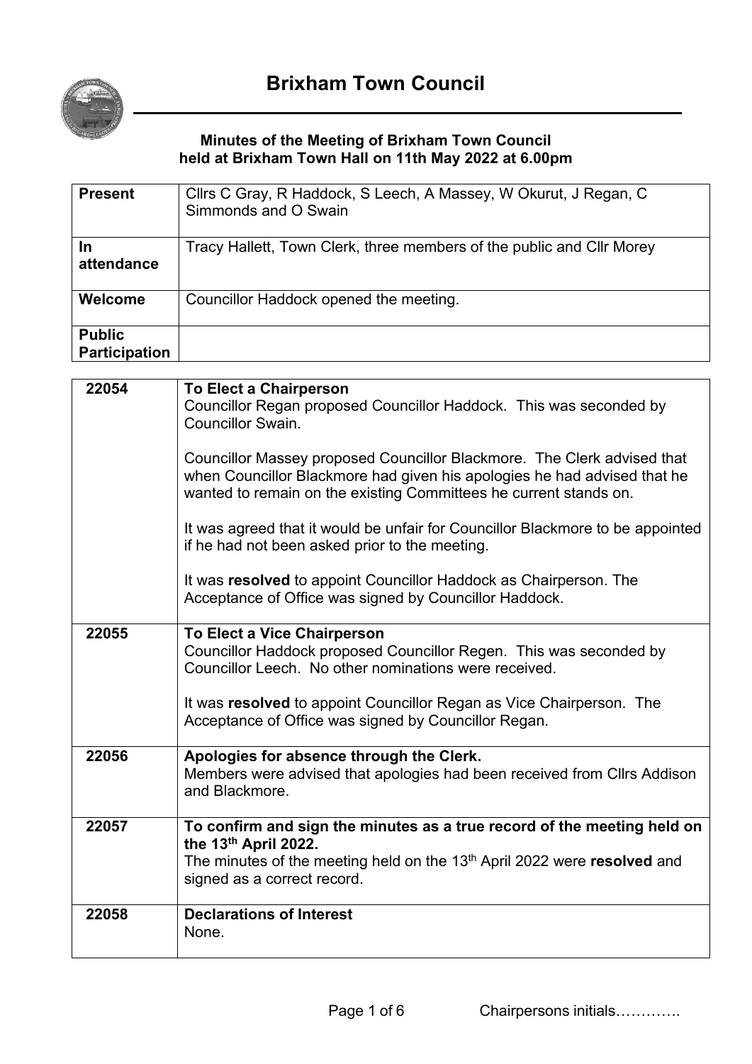# Brixham Town Council

**Minutes of the Meeting of Brixham Town Council held at Brixham Town Hall on 11th May 2022 at 6.00pm**

| | |
|---|---|
| **Present** | Cllrs C Gray, R Haddock, S Leech, A Massey, W Okurut, J Regan, C Simmonds and O Swain |
| **In attendance** | Tracy Hallett, Town Clerk, three members of the public and Cllr Morey |
| **Welcome** | Councillor Haddock opened the meeting. |
| **Public Participation** | |

| | |
|---|---|
| 22054 | **To Elect a Chairperson**<br>Councillor Regan proposed Councillor Haddock. This was seconded by Councillor Swain.<br><br>Councillor Massey proposed Councillor Blackmore. The Clerk advised that when Councillor Blackmore had given his apologies he had advised that he wanted to remain on the existing Committees he current stands on.<br><br>It was agreed that it would be unfair for Councillor Blackmore to be appointed if he had not been asked prior to the meeting.<br><br>It was **resolved** to appoint Councillor Haddock as Chairperson. The Acceptance of Office was signed by Councillor Haddock. |
| 22055 | **To Elect a Vice Chairperson**<br>Councillor Haddock proposed Councillor Regen. This was seconded by Councillor Leech. No other nominations were received.<br><br>It was **resolved** to appoint Councillor Regan as Vice Chairperson. The Acceptance of Office was signed by Councillor Regan. |
| 22056 | **Apologies for absence through the Clerk.**<br>Members were advised that apologies had been received from Cllrs Addison and Blackmore. |
| 22057 | **To confirm and sign the minutes as a true record of the meeting held on the 13th April 2022.**<br>The minutes of the meeting held on the 13th April 2022 were **resolved** and signed as a correct record. |
| 22058 | **Declarations of Interest**<br>None. |

Chairpersons initials………….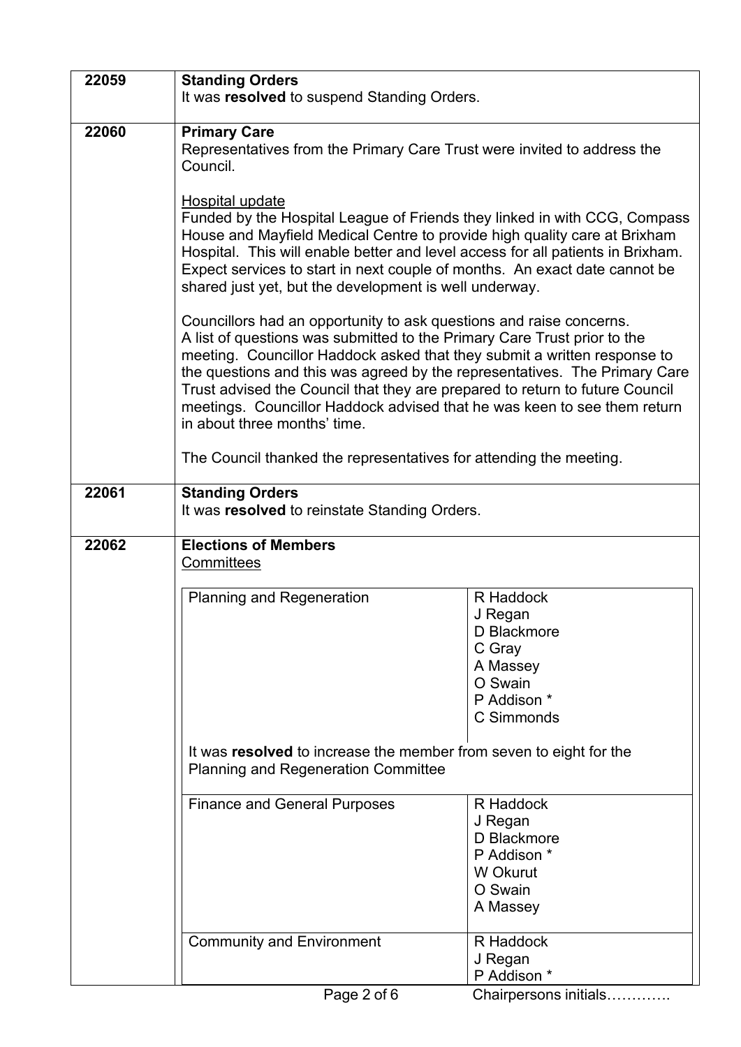| | |
|---|---|
| **22059** | **Standing Orders**<br>It was **resolved** to suspend Standing Orders. |
| **22060** | **Primary Care**<br>Representatives from the Primary Care Trust were invited to address the Council.<br><br><u>Hospital update</u><br>Funded by the Hospital League of Friends they linked in with CCG, Compass House and Mayfield Medical Centre to provide high quality care at Brixham Hospital. This will enable better and level access for all patients in Brixham. Expect services to start in next couple of months. An exact date cannot be shared just yet, but the development is well underway.<br><br>Councillors had an opportunity to ask questions and raise concerns. A list of questions was submitted to the Primary Care Trust prior to the meeting. Councillor Haddock asked that they submit a written response to the questions and this was agreed by the representatives. The Primary Care Trust advised the Council that they are prepared to return to future Council meetings. Councillor Haddock advised that he was keen to see them return in about three months' time.<br><br>The Council thanked the representatives for attending the meeting. |
| **22061** | **Standing Orders**<br>It was **resolved** to reinstate Standing Orders. |
| **22062** | **Elections of Members**<br><u>Committees</u> |

| Committee | Members |
|---|---|
| Planning and Regeneration | R Haddock<br>J Regan<br>D Blackmore<br>C Gray<br>A Massey<br>O Swain<br>P Addison *<br>C Simmonds |

It was **resolved** to increase the member from seven to eight for the Planning and Regeneration Committee

| Committee | Members |
|---|---|
| Finance and General Purposes | R Haddock<br>J Regan<br>D Blackmore<br>P Addison *<br>W Okurut<br>O Swain<br>A Massey |
| Community and Environment | R Haddock<br>J Regan<br>P Addison * |

Chairpersons initials………….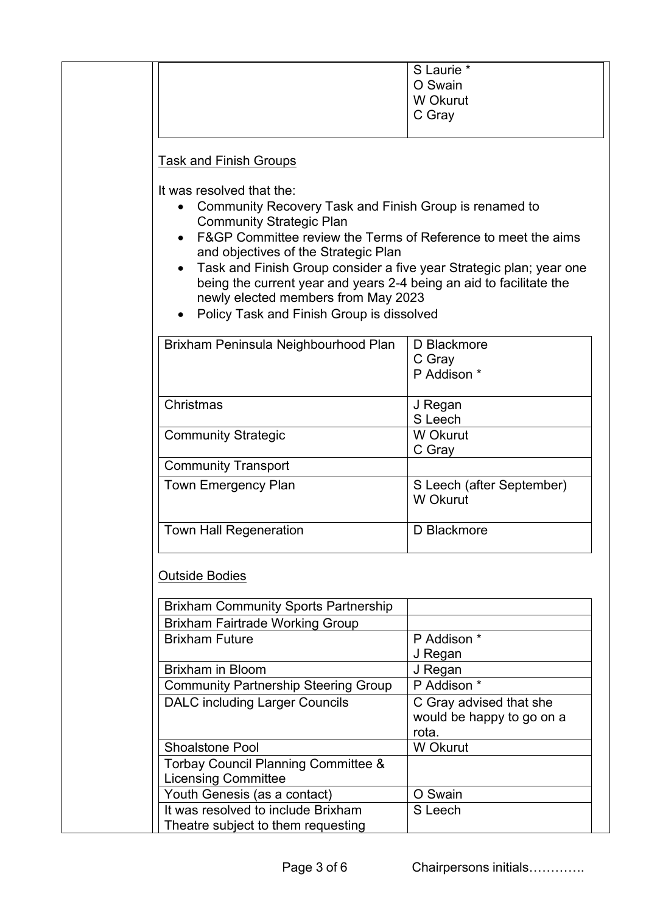| | S Laurie *<br>O Swain<br>W Okurut<br>C Gray |
|---|---|

Task and Finish Groups

It was resolved that the:

- Community Recovery Task and Finish Group is renamed to Community Strategic Plan
- F&GP Committee review the Terms of Reference to meet the aims and objectives of the Strategic Plan
- Task and Finish Group consider a five year Strategic plan; year one being the current year and years 2-4 being an aid to facilitate the newly elected members from May 2023
- Policy Task and Finish Group is dissolved

| | |
|---|---|
| Brixham Peninsula Neighbourhood Plan | D Blackmore<br>C Gray<br>P Addison * |
| Christmas | J Regan<br>S Leech |
| Community Strategic | W Okurut<br>C Gray |
| Community Transport | |
| Town Emergency Plan | S Leech (after September)<br>W Okurut |
| Town Hall Regeneration | D Blackmore |

Outside Bodies

| | |
|---|---|
| Brixham Community Sports Partnership | |
| Brixham Fairtrade Working Group | |
| Brixham Future | P Addison *<br>J Regan |
| Brixham in Bloom | J Regan |
| Community Partnership Steering Group | P Addison * |
| DALC including Larger Councils | C Gray advised that she would be happy to go on a rota. |
| Shoalstone Pool | W Okurut |
| Torbay Council Planning Committee & Licensing Committee | |
| Youth Genesis (as a contact) | O Swain |
| It was resolved to include Brixham Theatre subject to them requesting | S Leech |

Chairpersons initials………….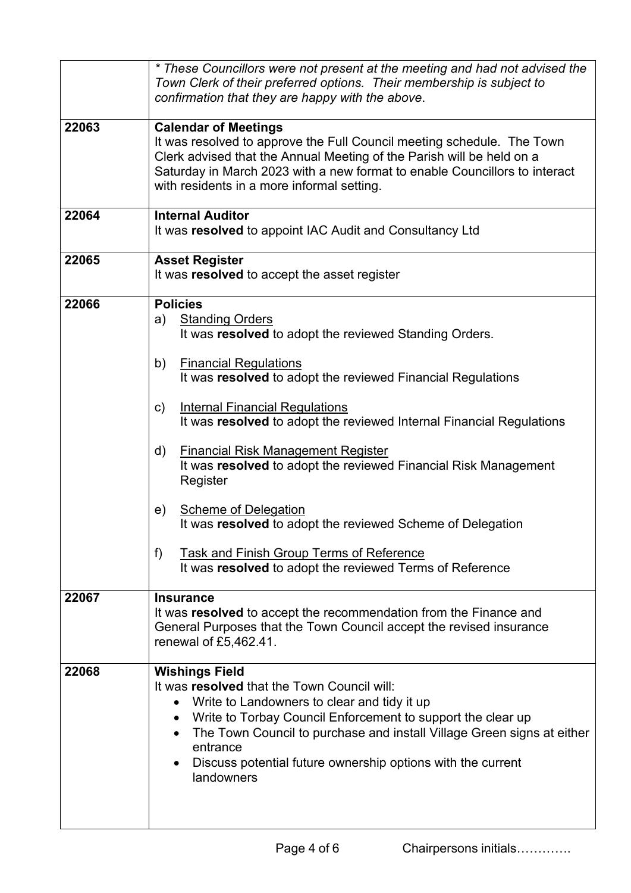| | |
|---|---|
| | *\* These Councillors were not present at the meeting and had not advised the Town Clerk of their preferred options. Their membership is subject to confirmation that they are happy with the above.* |
| 22063 | **Calendar of Meetings**<br>It was resolved to approve the Full Council meeting schedule. The Town Clerk advised that the Annual Meeting of the Parish will be held on a Saturday in March 2023 with a new format to enable Councillors to interact with residents in a more informal setting. |
| 22064 | **Internal Auditor**<br>It was **resolved** to appoint IAC Audit and Consultancy Ltd |
| 22065 | **Asset Register**<br>It was **resolved** to accept the asset register |
| 22066 | **Policies**<br>a) Standing Orders<br>It was **resolved** to adopt the reviewed Standing Orders.<br><br>b) Financial Regulations<br>It was **resolved** to adopt the reviewed Financial Regulations<br><br>c) Internal Financial Regulations<br>It was **resolved** to adopt the reviewed Internal Financial Regulations<br><br>d) Financial Risk Management Register<br>It was **resolved** to adopt the reviewed Financial Risk Management Register<br><br>e) Scheme of Delegation<br>It was **resolved** to adopt the reviewed Scheme of Delegation<br><br>f) Task and Finish Group Terms of Reference<br>It was **resolved** to adopt the reviewed Terms of Reference |
| 22067 | **Insurance**<br>It was **resolved** to accept the recommendation from the Finance and General Purposes that the Town Council accept the revised insurance renewal of £5,462.41. |
| 22068 | **Wishings Field**<br>It was **resolved** that the Town Council will:<br>• Write to Landowners to clear and tidy it up<br>• Write to Torbay Council Enforcement to support the clear up<br>• The Town Council to purchase and install Village Green signs at either entrance<br>• Discuss potential future ownership options with the current landowners |

Chairpersons initials………….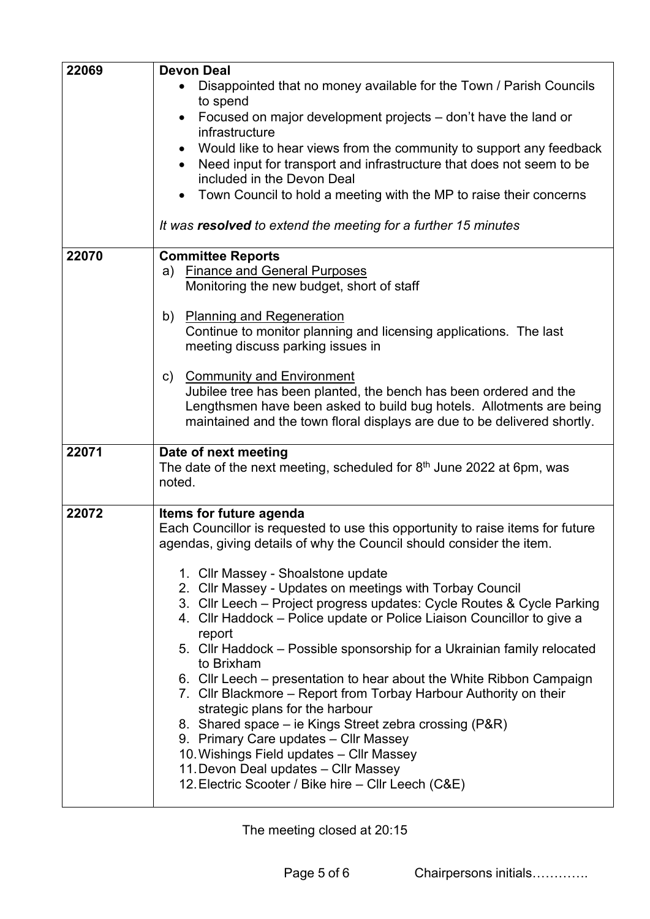| | |
|---|---|
| 22069 | **Devon Deal**<br>• Disappointed that no money available for the Town / Parish Councils to spend<br>• Focused on major development projects – don't have the land or infrastructure<br>• Would like to hear views from the community to support any feedback<br>• Need input for transport and infrastructure that does not seem to be included in the Devon Deal<br>• Town Council to hold a meeting with the MP to raise their concerns<br><br>*It was **resolved** to extend the meeting for a further 15 minutes* |
| 22070 | **Committee Reports**<br>a) Finance and General Purposes<br>Monitoring the new budget, short of staff<br><br>b) Planning and Regeneration<br>Continue to monitor planning and licensing applications. The last meeting discuss parking issues in<br><br>c) Community and Environment<br>Jubilee tree has been planted, the bench has been ordered and the Lengthsmen have been asked to build bug hotels. Allotments are being maintained and the town floral displays are due to be delivered shortly. |
| 22071 | **Date of next meeting**<br>The date of the next meeting, scheduled for 8th June 2022 at 6pm, was noted. |
| 22072 | **Items for future agenda**<br>Each Councillor is requested to use this opportunity to raise items for future agendas, giving details of why the Council should consider the item.<br><br>1. Cllr Massey - Shoalstone update<br>2. Cllr Massey - Updates on meetings with Torbay Council<br>3. Cllr Leech – Project progress updates: Cycle Routes & Cycle Parking<br>4. Cllr Haddock – Police update or Police Liaison Councillor to give a report<br>5. Cllr Haddock – Possible sponsorship for a Ukrainian family relocated to Brixham<br>6. Cllr Leech – presentation to hear about the White Ribbon Campaign<br>7. Cllr Blackmore – Report from Torbay Harbour Authority on their strategic plans for the harbour<br>8. Shared space – ie Kings Street zebra crossing (P&R)<br>9. Primary Care updates – Cllr Massey<br>10. Wishings Field updates – Cllr Massey<br>11. Devon Deal updates – Cllr Massey<br>12. Electric Scooter / Bike hire – Cllr Leech (C&E) |

The meeting closed at 20:15

Chairpersons initials………….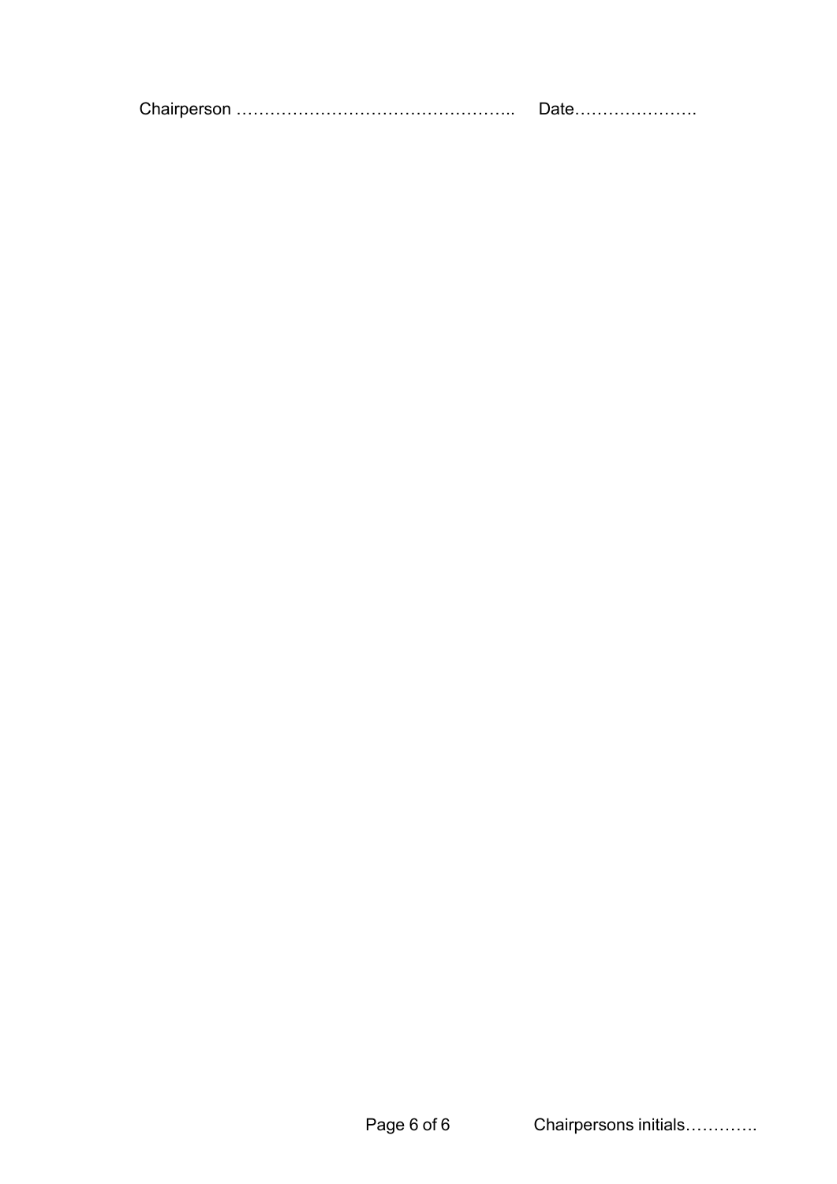Chairperson ………………………………………….. Date………………….